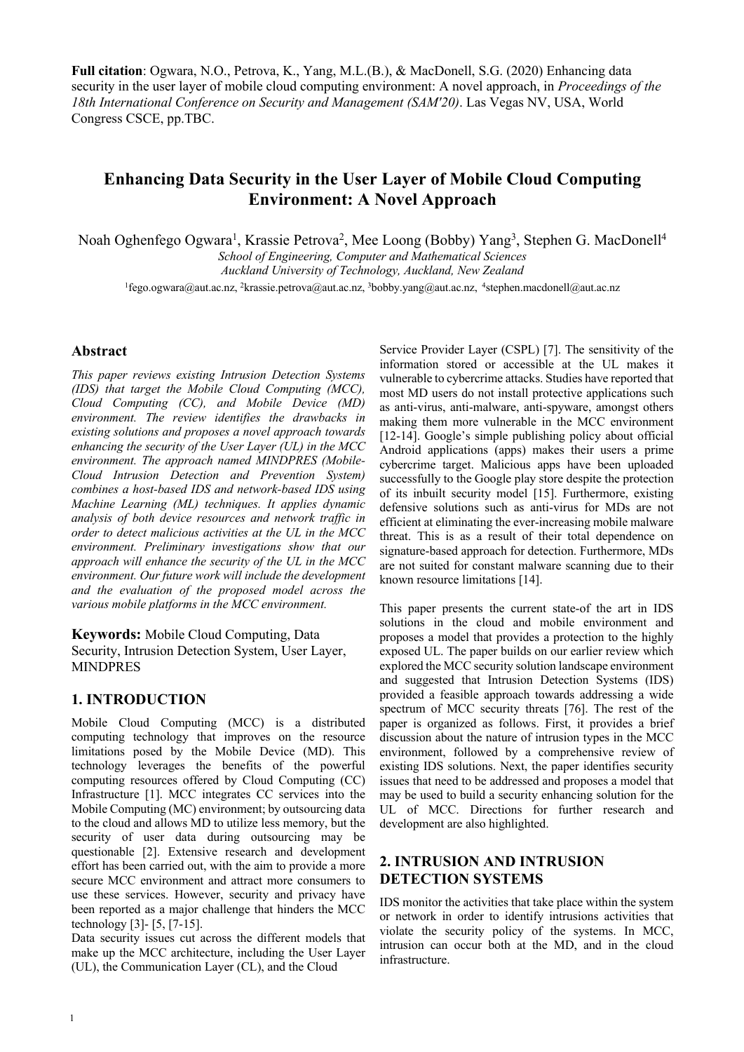**Full citation**: Ogwara, N.O., Petrova, K., Yang, M.L.(B.), & MacDonell, S.G. (2020) Enhancing data security in the user layer of mobile cloud computing environment: A novel approach, in *Proceedings of the 18th International Conference on Security and Management (SAM'20)*. Las Vegas NV, USA, World Congress CSCE, pp.TBC.

# Enhancing Data Security in the User Layer of Mobile Cloud Computing Environment: A Novel Approach

Noah Oghenfego Ogwara[1], Krassie Petrova[2], Mee Loong (Bobby) Yang[3], Stephen G. MacDonell[4]

*School of Engineering, Computer and Mathematical Sciences*
*Auckland University of Technology, Auckland, New Zealand*

[1]fego.ogwara@aut.ac.nz, [2]krassie.petrova@aut.ac.nz, [3]bobby.yang@aut.ac.nz, [4]stephen.macdonell@aut.ac.nz

## Abstract

*This paper reviews existing Intrusion Detection Systems (IDS) that target the Mobile Cloud Computing (MCC), Cloud Computing (CC), and Mobile Device (MD) environment. The review identifies the drawbacks in existing solutions and proposes a novel approach towards enhancing the security of the User Layer (UL) in the MCC environment. The approach named MINDPRES (Mobile-Cloud Intrusion Detection and Prevention System) combines a host-based IDS and network-based IDS using Machine Learning (ML) techniques. It applies dynamic analysis of both device resources and network traffic in order to detect malicious activities at the UL in the MCC environment. Preliminary investigations show that our approach will enhance the security of the UL in the MCC environment. Our future work will include the development and the evaluation of the proposed model across the various mobile platforms in the MCC environment.*

**Keywords:** Mobile Cloud Computing, Data Security, Intrusion Detection System, User Layer, MINDPRES

## 1. INTRODUCTION

Mobile Cloud Computing (MCC) is a distributed computing technology that improves on the resource limitations posed by the Mobile Device (MD). This technology leverages the benefits of the powerful computing resources offered by Cloud Computing (CC) Infrastructure [1]. MCC integrates CC services into the Mobile Computing (MC) environment; by outsourcing data to the cloud and allows MD to utilize less memory, but the security of user data during outsourcing may be questionable [2]. Extensive research and development effort has been carried out, with the aim to provide a more secure MCC environment and attract more consumers to use these services. However, security and privacy have been reported as a major challenge that hinders the MCC technology [3]- [5, [7-15].

Data security issues cut across the different models that make up the MCC architecture, including the User Layer (UL), the Communication Layer (CL), and the Cloud Service Provider Layer (CSPL) [7]. The sensitivity of the information stored or accessible at the UL makes it vulnerable to cybercrime attacks. Studies have reported that most MD users do not install protective applications such as anti-virus, anti-malware, anti-spyware, amongst others making them more vulnerable in the MCC environment [12-14]. Google's simple publishing policy about official Android applications (apps) makes their users a prime cybercrime target. Malicious apps have been uploaded successfully to the Google play store despite the protection of its inbuilt security model [15]. Furthermore, existing defensive solutions such as anti-virus for MDs are not efficient at eliminating the ever-increasing mobile malware threat. This is as a result of their total dependence on signature-based approach for detection. Furthermore, MDs are not suited for constant malware scanning due to their known resource limitations [14].

This paper presents the current state-of the art in IDS solutions in the cloud and mobile environment and proposes a model that provides a protection to the highly exposed UL. The paper builds on our earlier review which explored the MCC security solution landscape environment and suggested that Intrusion Detection Systems (IDS) provided a feasible approach towards addressing a wide spectrum of MCC security threats [76]. The rest of the paper is organized as follows. First, it provides a brief discussion about the nature of intrusion types in the MCC environment, followed by a comprehensive review of existing IDS solutions. Next, the paper identifies security issues that need to be addressed and proposes a model that may be used to build a security enhancing solution for the UL of MCC. Directions for further research and development are also highlighted.

## 2. INTRUSION AND INTRUSION DETECTION SYSTEMS

IDS monitor the activities that take place within the system or network in order to identify intrusions activities that violate the security policy of the systems. In MCC, intrusion can occur both at the MD, and in the cloud infrastructure.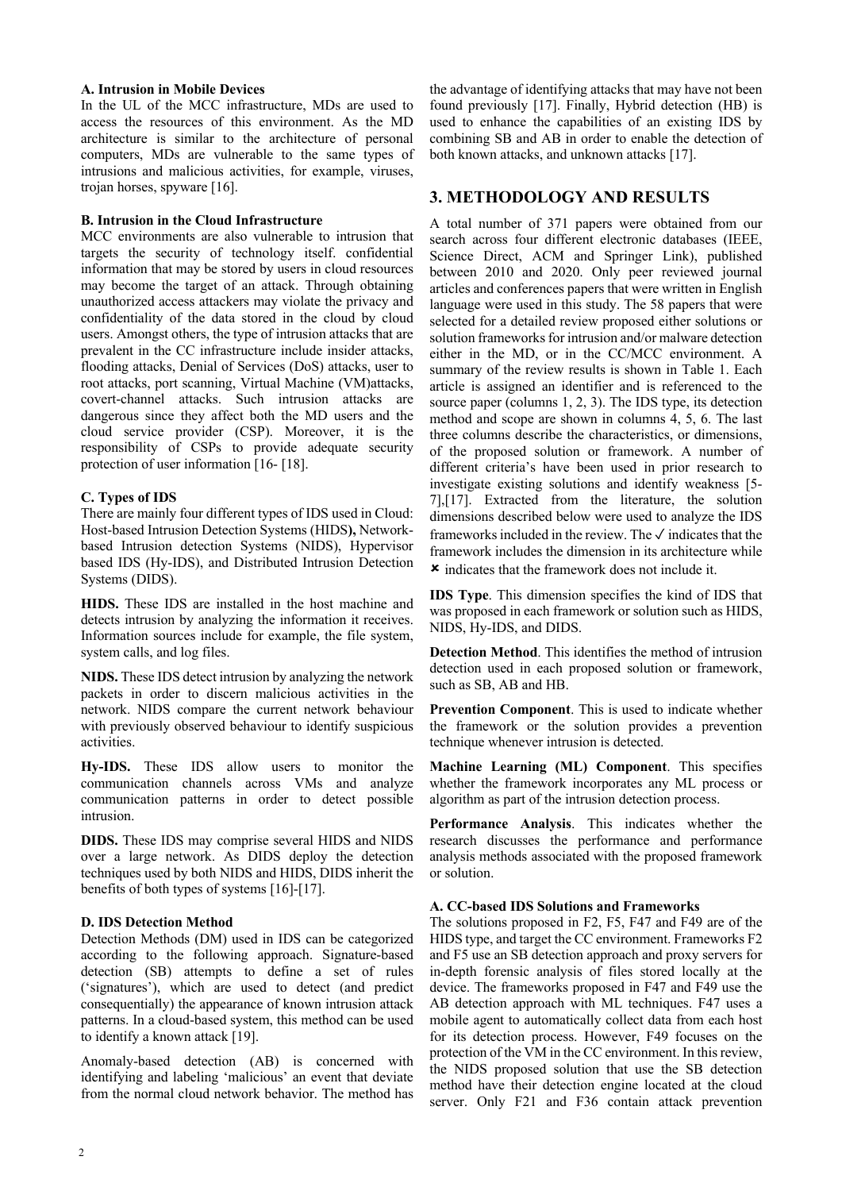### A. Intrusion in Mobile Devices

In the UL of the MCC infrastructure, MDs are used to access the resources of this environment. As the MD architecture is similar to the architecture of personal computers, MDs are vulnerable to the same types of intrusions and malicious activities, for example, viruses, trojan horses, spyware [16].

### B. Intrusion in the Cloud Infrastructure

MCC environments are also vulnerable to intrusion that targets the security of technology itself. confidential information that may be stored by users in cloud resources may become the target of an attack. Through obtaining unauthorized access attackers may violate the privacy and confidentiality of the data stored in the cloud by cloud users. Amongst others, the type of intrusion attacks that are prevalent in the CC infrastructure include insider attacks, flooding attacks, Denial of Services (DoS) attacks, user to root attacks, port scanning, Virtual Machine (VM)attacks, covert-channel attacks. Such intrusion attacks are dangerous since they affect both the MD users and the cloud service provider (CSP). Moreover, it is the responsibility of CSPs to provide adequate security protection of user information [16- [18].

### C. Types of IDS

There are mainly four different types of IDS used in Cloud: Host-based Intrusion Detection Systems (HIDS**),** Network-based Intrusion detection Systems (NIDS), Hypervisor based IDS (Hy-IDS), and Distributed Intrusion Detection Systems (DIDS).

**HIDS.** These IDS are installed in the host machine and detects intrusion by analyzing the information it receives. Information sources include for example, the file system, system calls, and log files.

**NIDS.** These IDS detect intrusion by analyzing the network packets in order to discern malicious activities in the network. NIDS compare the current network behaviour with previously observed behaviour to identify suspicious activities.

**Hy-IDS.** These IDS allow users to monitor the communication channels across VMs and analyze communication patterns in order to detect possible intrusion.

**DIDS.** These IDS may comprise several HIDS and NIDS over a large network. As DIDS deploy the detection techniques used by both NIDS and HIDS, DIDS inherit the benefits of both types of systems [16]-[17].

### D. IDS Detection Method

Detection Methods (DM) used in IDS can be categorized according to the following approach. Signature-based detection (SB) attempts to define a set of rules ('signatures'), which are used to detect (and predict consequentially) the appearance of known intrusion attack patterns. In a cloud-based system, this method can be used to identify a known attack [19].

Anomaly-based detection (AB) is concerned with identifying and labeling 'malicious' an event that deviate from the normal cloud network behavior. The method has the advantage of identifying attacks that may have not been found previously [17]. Finally, Hybrid detection (HB) is used to enhance the capabilities of an existing IDS by combining SB and AB in order to enable the detection of both known attacks, and unknown attacks [17].

## 3. METHODOLOGY AND RESULTS

A total number of 371 papers were obtained from our search across four different electronic databases (IEEE, Science Direct, ACM and Springer Link), published between 2010 and 2020. Only peer reviewed journal articles and conferences papers that were written in English language were used in this study. The 58 papers that were selected for a detailed review proposed either solutions or solution frameworks for intrusion and/or malware detection either in the MD, or in the CC/MCC environment. A summary of the review results is shown in Table 1. Each article is assigned an identifier and is referenced to the source paper (columns 1, 2, 3). The IDS type, its detection method and scope are shown in columns 4, 5, 6. The last three columns describe the characteristics, or dimensions, of the proposed solution or framework. A number of different criteria's have been used in prior research to investigate existing solutions and identify weakness [5-7],[17]. Extracted from the literature, the solution dimensions described below were used to analyze the IDS frameworks included in the review. The ✓ indicates that the framework includes the dimension in its architecture while ✗ indicates that the framework does not include it.

**IDS Type**. This dimension specifies the kind of IDS that was proposed in each framework or solution such as HIDS, NIDS, Hy-IDS, and DIDS.

**Detection Method**. This identifies the method of intrusion detection used in each proposed solution or framework, such as SB, AB and HB.

**Prevention Component**. This is used to indicate whether the framework or the solution provides a prevention technique whenever intrusion is detected.

**Machine Learning (ML) Component**. This specifies whether the framework incorporates any ML process or algorithm as part of the intrusion detection process.

**Performance Analysis**. This indicates whether the research discusses the performance and performance analysis methods associated with the proposed framework or solution.

### A. CC-based IDS Solutions and Frameworks

The solutions proposed in F2, F5, F47 and F49 are of the HIDS type, and target the CC environment. Frameworks F2 and F5 use an SB detection approach and proxy servers for in-depth forensic analysis of files stored locally at the device. The frameworks proposed in F47 and F49 use the AB detection approach with ML techniques. F47 uses a mobile agent to automatically collect data from each host for its detection process. However, F49 focuses on the protection of the VM in the CC environment. In this review, the NIDS proposed solution that use the SB detection method have their detection engine located at the cloud server. Only F21 and F36 contain attack prevention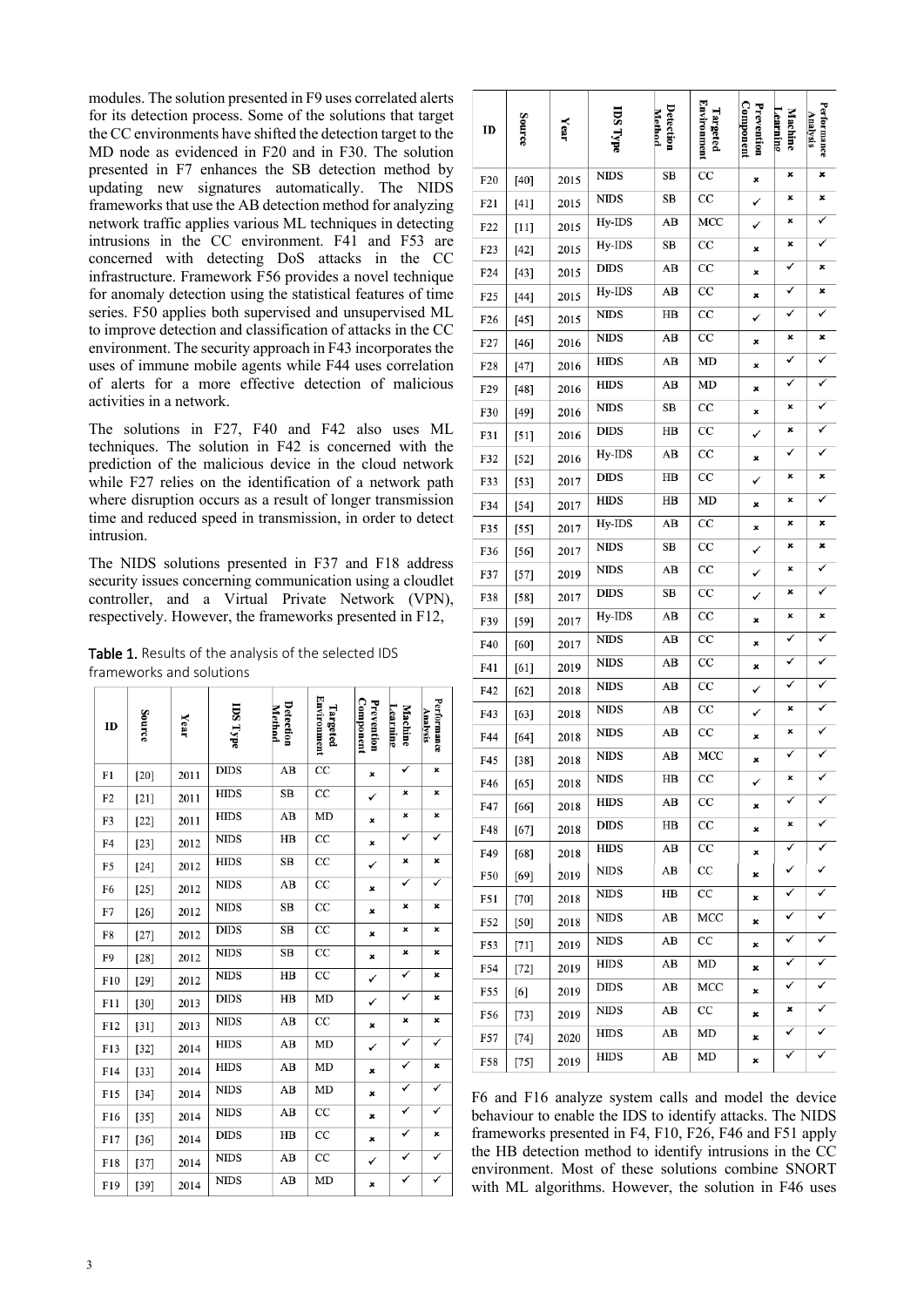modules. The solution presented in F9 uses correlated alerts for its detection process. Some of the solutions that target the CC environments have shifted the detection target to the MD node as evidenced in F20 and in F30. The solution presented in F7 enhances the SB detection method by updating new signatures automatically. The NIDS frameworks that use the AB detection method for analyzing network traffic applies various ML techniques in detecting intrusions in the CC environment. F41 and F53 are concerned with detecting DoS attacks in the CC infrastructure. Framework F56 provides a novel technique for anomaly detection using the statistical features of time series. F50 applies both supervised and unsupervised ML to improve detection and classification of attacks in the CC environment. The security approach in F43 incorporates the uses of immune mobile agents while F44 uses correlation of alerts for a more effective detection of malicious activities in a network.

The solutions in F27, F40 and F42 also uses ML techniques. The solution in F42 is concerned with the prediction of the malicious device in the cloud network while F27 relies on the identification of a network path where disruption occurs as a result of longer transmission time and reduced speed in transmission, in order to detect intrusion.

The NIDS solutions presented in F37 and F18 address security issues concerning communication using a cloudlet controller, and a Virtual Private Network (VPN), respectively. However, the frameworks presented in F12,

**Table 1.** Results of the analysis of the selected IDS frameworks and solutions

| ID | Source | Year | IDS Type | Detection Method | Targeted Environment | Prevention Component | Machine Learning | Performance Analysis |
|---|---|---|---|---|---|---|---|---|
| F1 | [20] | 2011 | DIDS | AB | CC | ✗ | ✓ | ✗ |
| F2 | [21] | 2011 | HIDS | SB | CC | ✓ | ✗ | ✗ |
| F3 | [22] | 2011 | HIDS | AB | MD | ✗ | ✗ | ✗ |
| F4 | [23] | 2012 | NIDS | HB | CC | ✗ | ✓ | ✓ |
| F5 | [24] | 2012 | HIDS | SB | CC | ✓ | ✗ | ✗ |
| F6 | [25] | 2012 | NIDS | AB | CC | ✗ | ✓ | ✓ |
| F7 | [26] | 2012 | NIDS | SB | CC | ✗ | ✗ | ✗ |
| F8 | [27] | 2012 | DIDS | SB | CC | ✗ | ✗ | ✗ |
| F9 | [28] | 2012 | NIDS | SB | CC | ✗ | ✗ | ✗ |
| F10 | [29] | 2012 | NIDS | HB | CC | ✓ | ✓ | ✗ |
| F11 | [30] | 2013 | DIDS | HB | MD | ✓ | ✓ | ✗ |
| F12 | [31] | 2013 | NIDS | AB | CC | ✗ | ✗ | ✗ |
| F13 | [32] | 2014 | HIDS | AB | MD | ✓ | ✓ | ✓ |
| F14 | [33] | 2014 | HIDS | AB | MD | ✗ | ✓ | ✗ |
| F15 | [34] | 2014 | NIDS | AB | MD | ✗ | ✓ | ✓ |
| F16 | [35] | 2014 | NIDS | AB | CC | ✗ | ✓ | ✓ |
| F17 | [36] | 2014 | DIDS | HB | CC | ✗ | ✓ | ✗ |
| F18 | [37] | 2014 | NIDS | AB | CC | ✓ | ✓ | ✓ |
| F19 | [39] | 2014 | NIDS | AB | MD | ✗ | ✓ | ✓ |
| F20 | [40] | 2015 | NIDS | SB | CC | ✗ | ✗ | ✗ |
| F21 | [41] | 2015 | NIDS | SB | CC | ✓ | ✗ | ✗ |
| F22 | [11] | 2015 | Hy-IDS | AB | MCC | ✓ | ✗ | ✓ |
| F23 | [42] | 2015 | Hy-IDS | SB | CC | ✗ | ✗ | ✓ |
| F24 | [43] | 2015 | DIDS | AB | CC | ✗ | ✓ | ✗ |
| F25 | [44] | 2015 | Hy-IDS | AB | CC | ✗ | ✓ | ✗ |
| F26 | [45] | 2015 | NIDS | HB | CC | ✓ | ✓ | ✓ |
| F27 | [46] | 2016 | NIDS | AB | CC | ✗ | ✗ | ✗ |
| F28 | [47] | 2016 | HIDS | AB | MD | ✗ | ✓ | ✓ |
| F29 | [48] | 2016 | HIDS | AB | MD | ✗ | ✓ | ✓ |
| F30 | [49] | 2016 | NIDS | SB | CC | ✗ | ✗ | ✓ |
| F31 | [51] | 2016 | DIDS | HB | CC | ✓ | ✗ | ✓ |
| F32 | [52] | 2016 | Hy-IDS | AB | CC | ✗ | ✓ | ✓ |
| F33 | [53] | 2017 | DIDS | HB | CC | ✓ | ✗ | ✗ |
| F34 | [54] | 2017 | HIDS | HB | MD | ✗ | ✗ | ✓ |
| F35 | [55] | 2017 | Hy-IDS | AB | CC | ✗ | ✗ | ✗ |
| F36 | [56] | 2017 | NIDS | SB | CC | ✓ | ✗ | ✗ |
| F37 | [57] | 2019 | NIDS | AB | CC | ✓ | ✗ | ✓ |
| F38 | [58] | 2017 | DIDS | SB | CC | ✓ | ✗ | ✓ |
| F39 | [59] | 2017 | Hy-IDS | AB | CC | ✗ | ✗ | ✗ |
| F40 | [60] | 2017 | NIDS | AB | CC | ✗ | ✓ | ✓ |
| F41 | [61] | 2019 | NIDS | AB | CC | ✗ | ✓ | ✓ |
| F42 | [62] | 2018 | NIDS | AB | CC | ✓ | ✓ | ✓ |
| F43 | [63] | 2018 | NIDS | AB | CC | ✓ | ✗ | ✓ |
| F44 | [64] | 2018 | NIDS | AB | CC | ✗ | ✗ | ✓ |
| F45 | [38] | 2018 | NIDS | AB | MCC | ✗ | ✓ | ✓ |
| F46 | [65] | 2018 | NIDS | HB | CC | ✓ | ✗ | ✓ |
| F47 | [66] | 2018 | HIDS | AB | CC | ✗ | ✓ | ✓ |
| F48 | [67] | 2018 | DIDS | HB | CC | ✗ | ✗ | ✓ |
| F49 | [68] | 2018 | HIDS | AB | CC | ✗ | ✓ | ✓ |
| F50 | [69] | 2019 | NIDS | AB | CC | ✗ | ✓ | ✓ |
| F51 | [70] | 2018 | NIDS | HB | CC | ✗ | ✓ | ✓ |
| F52 | [50] | 2018 | NIDS | AB | MCC | ✗ | ✓ | ✓ |
| F53 | [71] | 2019 | NIDS | AB | CC | ✗ | ✓ | ✓ |
| F54 | [72] | 2019 | HIDS | AB | MD | ✗ | ✓ | ✓ |
| F55 | [6] | 2019 | DIDS | AB | MCC | ✗ | ✓ | ✓ |
| F56 | [73] | 2019 | NIDS | AB | CC | ✗ | ✗ | ✓ |
| F57 | [74] | 2020 | HIDS | AB | MD | ✗ | ✓ | ✓ |
| F58 | [75] | 2019 | HIDS | AB | MD | ✗ | ✓ | ✓ |

F6 and F16 analyze system calls and model the device behaviour to enable the IDS to identify attacks. The NIDS frameworks presented in F4, F10, F26, F46 and F51 apply the HB detection method to identify intrusions in the CC environment. Most of these solutions combine SNORT with ML algorithms. However, the solution in F46 uses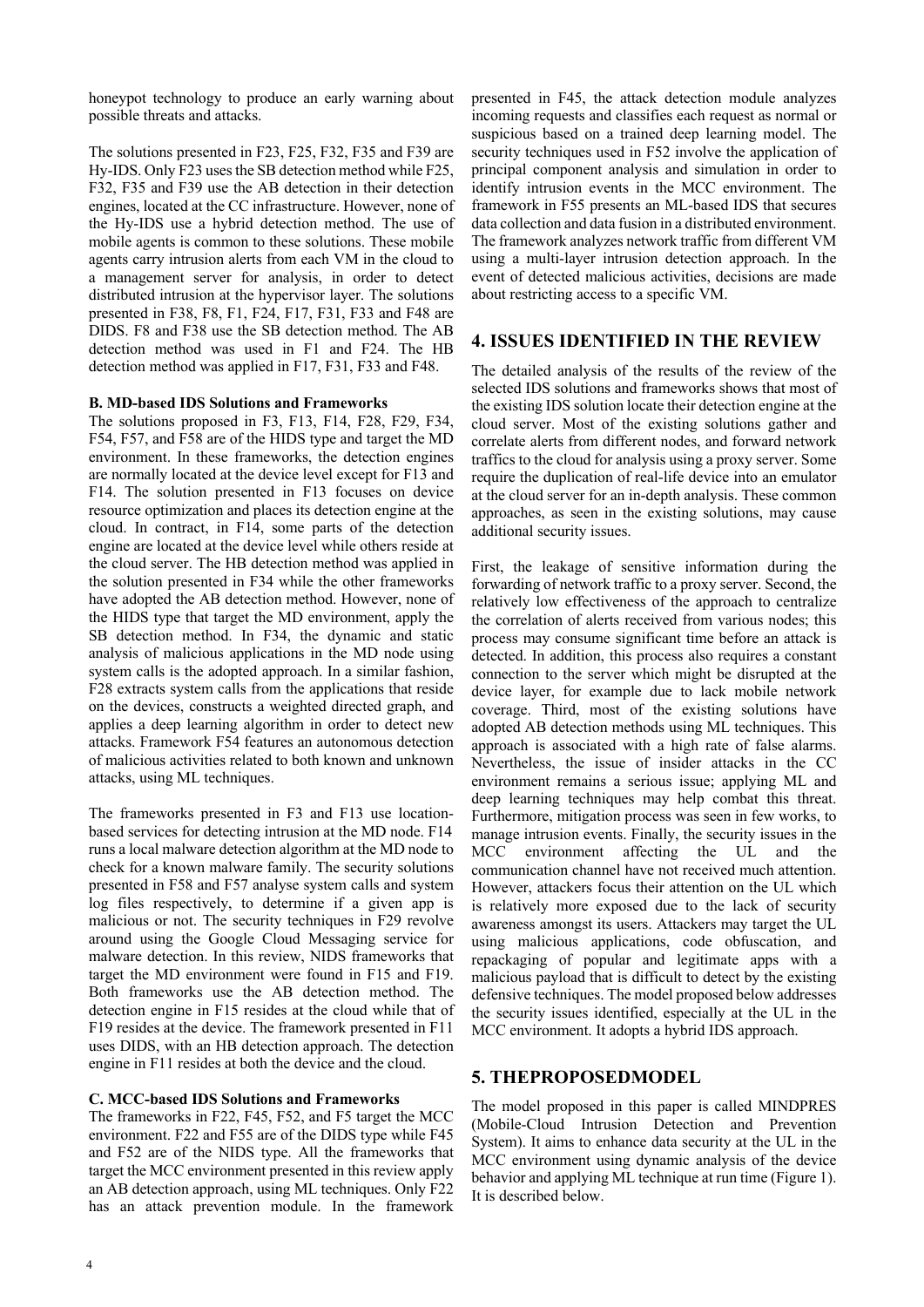honeypot technology to produce an early warning about possible threats and attacks.

The solutions presented in F23, F25, F32, F35 and F39 are Hy-IDS. Only F23 uses the SB detection method while F25, F32, F35 and F39 use the AB detection in their detection engines, located at the CC infrastructure. However, none of the Hy-IDS use a hybrid detection method. The use of mobile agents is common to these solutions. These mobile agents carry intrusion alerts from each VM in the cloud to a management server for analysis, in order to detect distributed intrusion at the hypervisor layer. The solutions presented in F38, F8, F1, F24, F17, F31, F33 and F48 are DIDS. F8 and F38 use the SB detection method. The AB detection method was used in F1 and F24. The HB detection method was applied in F17, F31, F33 and F48.

**B. MD-based IDS Solutions and Frameworks**

The solutions proposed in F3, F13, F14, F28, F29, F34, F54, F57, and F58 are of the HIDS type and target the MD environment. In these frameworks, the detection engines are normally located at the device level except for F13 and F14. The solution presented in F13 focuses on device resource optimization and places its detection engine at the cloud. In contract, in F14, some parts of the detection engine are located at the device level while others reside at the cloud server. The HB detection method was applied in the solution presented in F34 while the other frameworks have adopted the AB detection method. However, none of the HIDS type that target the MD environment, apply the SB detection method. In F34, the dynamic and static analysis of malicious applications in the MD node using system calls is the adopted approach. In a similar fashion, F28 extracts system calls from the applications that reside on the devices, constructs a weighted directed graph, and applies a deep learning algorithm in order to detect new attacks. Framework F54 features an autonomous detection of malicious activities related to both known and unknown attacks, using ML techniques.

The frameworks presented in F3 and F13 use location-based services for detecting intrusion at the MD node. F14 runs a local malware detection algorithm at the MD node to check for a known malware family. The security solutions presented in F58 and F57 analyse system calls and system log files respectively, to determine if a given app is malicious or not. The security techniques in F29 revolve around using the Google Cloud Messaging service for malware detection. In this review, NIDS frameworks that target the MD environment were found in F15 and F19. Both frameworks use the AB detection method. The detection engine in F15 resides at the cloud while that of F19 resides at the device. The framework presented in F11 uses DIDS, with an HB detection approach. The detection engine in F11 resides at both the device and the cloud.

**C. MCC-based IDS Solutions and Frameworks**

The frameworks in F22, F45, F52, and F5 target the MCC environment. F22 and F55 are of the DIDS type while F45 and F52 are of the NIDS type. All the frameworks that target the MCC environment presented in this review apply an AB detection approach, using ML techniques. Only F22 has an attack prevention module. In the framework presented in F45, the attack detection module analyzes incoming requests and classifies each request as normal or suspicious based on a trained deep learning model. The security techniques used in F52 involve the application of principal component analysis and simulation in order to identify intrusion events in the MCC environment. The framework in F55 presents an ML-based IDS that secures data collection and data fusion in a distributed environment. The framework analyzes network traffic from different VM using a multi-layer intrusion detection approach. In the event of detected malicious activities, decisions are made about restricting access to a specific VM.

## 4. ISSUES IDENTIFIED IN THE REVIEW

The detailed analysis of the results of the review of the selected IDS solutions and frameworks shows that most of the existing IDS solution locate their detection engine at the cloud server. Most of the existing solutions gather and correlate alerts from different nodes, and forward network traffics to the cloud for analysis using a proxy server. Some require the duplication of real-life device into an emulator at the cloud server for an in-depth analysis. These common approaches, as seen in the existing solutions, may cause additional security issues.

First, the leakage of sensitive information during the forwarding of network traffic to a proxy server. Second, the relatively low effectiveness of the approach to centralize the correlation of alerts received from various nodes; this process may consume significant time before an attack is detected. In addition, this process also requires a constant connection to the server which might be disrupted at the device layer, for example due to lack mobile network coverage. Third, most of the existing solutions have adopted AB detection methods using ML techniques. This approach is associated with a high rate of false alarms. Nevertheless, the issue of insider attacks in the CC environment remains a serious issue; applying ML and deep learning techniques may help combat this threat. Furthermore, mitigation process was seen in few works, to manage intrusion events. Finally, the security issues in the MCC environment affecting the UL and the communication channel have not received much attention. However, attackers focus their attention on the UL which is relatively more exposed due to the lack of security awareness amongst its users. Attackers may target the UL using malicious applications, code obfuscation, and repackaging of popular and legitimate apps with a malicious payload that is difficult to detect by the existing defensive techniques. The model proposed below addresses the security issues identified, especially at the UL in the MCC environment. It adopts a hybrid IDS approach.

## 5. THEPROPOSEDMODEL

The model proposed in this paper is called MINDPRES (Mobile-Cloud Intrusion Detection and Prevention System). It aims to enhance data security at the UL in the MCC environment using dynamic analysis of the device behavior and applying ML technique at run time (Figure 1). It is described below.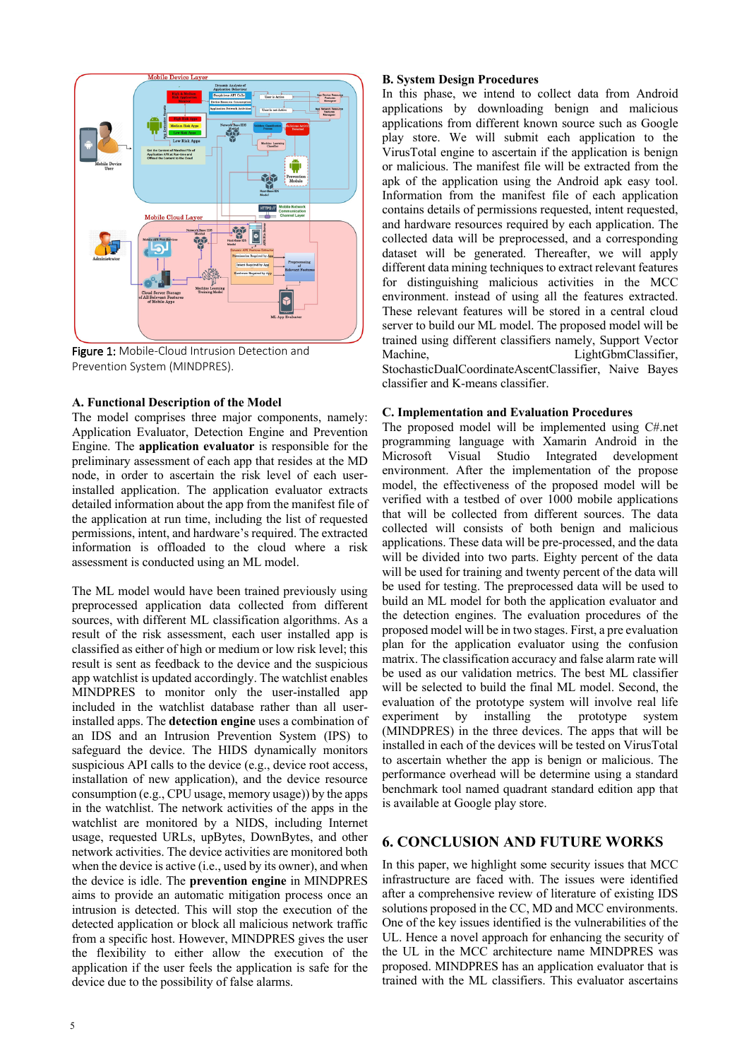Figure 1: Mobile-Cloud Intrusion Detection and Prevention System (MINDPRES).

### A. Functional Description of the Model

The model comprises three major components, namely: Application Evaluator, Detection Engine and Prevention Engine. The **application evaluator** is responsible for the preliminary assessment of each app that resides at the MD node, in order to ascertain the risk level of each user-installed application. The application evaluator extracts detailed information about the app from the manifest file of the application at run time, including the list of requested permissions, intent, and hardware's required. The extracted information is offloaded to the cloud where a risk assessment is conducted using an ML model.

The ML model would have been trained previously using preprocessed application data collected from different sources, with different ML classification algorithms. As a result of the risk assessment, each user installed app is classified as either of high or medium or low risk level; this result is sent as feedback to the device and the suspicious app watchlist is updated accordingly. The watchlist enables MINDPRES to monitor only the user-installed app included in the watchlist database rather than all user-installed apps. The **detection engine** uses a combination of an IDS and an Intrusion Prevention System (IPS) to safeguard the device. The HIDS dynamically monitors suspicious API calls to the device (e.g., device root access, installation of new application), and the device resource consumption (e.g., CPU usage, memory usage)) by the apps in the watchlist. The network activities of the apps in the watchlist are monitored by a NIDS, including Internet usage, requested URLs, upBytes, DownBytes, and other network activities. The device activities are monitored both when the device is active (i.e., used by its owner), and when the device is idle. The **prevention engine** in MINDPRES aims to provide an automatic mitigation process once an intrusion is detected. This will stop the execution of the detected application or block all malicious network traffic from a specific host. However, MINDPRES gives the user the flexibility to either allow the execution of the application if the user feels the application is safe for the device due to the possibility of false alarms.

### B. System Design Procedures

In this phase, we intend to collect data from Android applications by downloading benign and malicious applications from different known source such as Google play store. We will submit each application to the VirusTotal engine to ascertain if the application is benign or malicious. The manifest file will be extracted from the apk of the application using the Android apk easy tool. Information from the manifest file of each application contains details of permissions requested, intent requested, and hardware resources required by each application. The collected data will be preprocessed, and a corresponding dataset will be generated. Thereafter, we will apply different data mining techniques to extract relevant features for distinguishing malicious activities in the MCC environment. instead of using all the features extracted. These relevant features will be stored in a central cloud server to build our ML model. The proposed model will be trained using different classifiers namely, Support Vector Machine, LightGbmClassifier, StochasticDualCoordinateAscentClassifier, Naive Bayes classifier and K-means classifier.

### C. Implementation and Evaluation Procedures

The proposed model will be implemented using C#.net programming language with Xamarin Android in the Microsoft Visual Studio Integrated development environment. After the implementation of the propose model, the effectiveness of the proposed model will be verified with a testbed of over 1000 mobile applications that will be collected from different sources. The data collected will consists of both benign and malicious applications. These data will be pre-processed, and the data will be divided into two parts. Eighty percent of the data will be used for training and twenty percent of the data will be used for testing. The preprocessed data will be used to build an ML model for both the application evaluator and the detection engines. The evaluation procedures of the proposed model will be in two stages. First, a pre evaluation plan for the application evaluator using the confusion matrix. The classification accuracy and false alarm rate will be used as our validation metrics. The best ML classifier will be selected to build the final ML model. Second, the evaluation of the prototype system will involve real life experiment by installing the prototype system (MINDPRES) in the three devices. The apps that will be installed in each of the devices will be tested on VirusTotal to ascertain whether the app is benign or malicious. The performance overhead will be determine using a standard benchmark tool named quadrant standard edition app that is available at Google play store.

## 6. CONCLUSION AND FUTURE WORKS

In this paper, we highlight some security issues that MCC infrastructure are faced with. The issues were identified after a comprehensive review of literature of existing IDS solutions proposed in the CC, MD and MCC environments. One of the key issues identified is the vulnerabilities of the UL. Hence a novel approach for enhancing the security of the UL in the MCC architecture name MINDPRES was proposed. MINDPRES has an application evaluator that is trained with the ML classifiers. This evaluator ascertains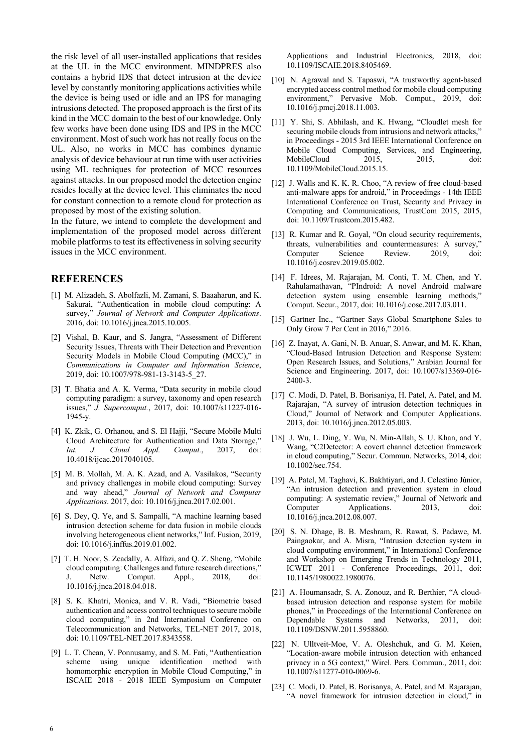the risk level of all user-installed applications that resides at the UL in the MCC environment. MINDPRES also contains a hybrid IDS that detect intrusion at the device level by constantly monitoring applications activities while the device is being used or idle and an IPS for managing intrusions detected. The proposed approach is the first of its kind in the MCC domain to the best of our knowledge. Only few works have been done using IDS and IPS in the MCC environment. Most of such work has not really focus on the UL. Also, no works in MCC has combines dynamic analysis of device behaviour at run time with user activities using ML techniques for protection of MCC resources against attacks. In our proposed model the detection engine resides locally at the device level. This eliminates the need for constant connection to a remote cloud for protection as proposed by most of the existing solution.

In the future, we intend to complete the development and implementation of the proposed model across different mobile platforms to test its effectiveness in solving security issues in the MCC environment.

## REFERENCES

[1] M. Alizadeh, S. Abolfazli, M. Zamani, S. Baaaharun, and K. Sakurai, "Authentication in mobile cloud computing: A survey," *Journal of Network and Computer Applications*. 2016, doi: 10.1016/j.jnca.2015.10.005.

[2] Vishal, B. Kaur, and S. Jangra, "Assessment of Different Security Issues, Threats with Their Detection and Prevention Security Models in Mobile Cloud Computing (MCC)," in *Communications in Computer and Information Science*, 2019, doi: 10.1007/978-981-13-3143-5_27.

[3] T. Bhatia and A. K. Verma, "Data security in mobile cloud computing paradigm: a survey, taxonomy and open research issues," *J. Supercomput.*, 2017, doi: 10.1007/s11227-016-1945-y.

[4] K. Zkik, G. Orhanou, and S. El Hajji, "Secure Mobile Multi Cloud Architecture for Authentication and Data Storage," *Int. J. Cloud Appl. Comput.*, 2017, doi: 10.4018/ijcac.2017040105.

[5] M. B. Mollah, M. A. K. Azad, and A. Vasilakos, "Security and privacy challenges in mobile cloud computing: Survey and way ahead," *Journal of Network and Computer Applications*. 2017, doi: 10.1016/j.jnca.2017.02.001.

[6] S. Dey, Q. Ye, and S. Sampalli, "A machine learning based intrusion detection scheme for data fusion in mobile clouds involving heterogeneous client networks," Inf. Fusion, 2019, doi: 10.1016/j.inffus.2019.01.002.

[7] T. H. Noor, S. Zeadally, A. Alfazi, and Q. Z. Sheng, "Mobile cloud computing: Challenges and future research directions," J. Netw. Comput. Appl., 2018, doi: 10.1016/j.jnca.2018.04.018.

[8] S. K. Khatri, Monica, and V. R. Vadi, "Biometrie based authentication and access control techniques to secure mobile cloud computing," in 2nd International Conference on Telecommunication and Networks, TEL-NET 2017, 2018, doi: 10.1109/TEL-NET.2017.8343558.

[9] L. T. Chean, V. Ponnusamy, and S. M. Fati, "Authentication scheme using unique identification method with homomorphic encryption in Mobile Cloud Computing," in ISCAIE 2018 - 2018 IEEE Symposium on Computer Applications and Industrial Electronics, 2018, doi: 10.1109/ISCAIE.2018.8405469.

[10] N. Agrawal and S. Tapaswi, "A trustworthy agent-based encrypted access control method for mobile cloud computing environment," Pervasive Mob. Comput., 2019, doi: 10.1016/j.pmcj.2018.11.003.

[11] Y. Shi, S. Abhilash, and K. Hwang, "Cloudlet mesh for securing mobile clouds from intrusions and network attacks," in Proceedings - 2015 3rd IEEE International Conference on Mobile Cloud Computing, Services, and Engineering, MobileCloud 2015, 2015, doi: 10.1109/MobileCloud.2015.15.

[12] J. Walls and K. K. R. Choo, "A review of free cloud-based anti-malware apps for android," in Proceedings - 14th IEEE International Conference on Trust, Security and Privacy in Computing and Communications, TrustCom 2015, 2015, doi: 10.1109/Trustcom.2015.482.

[13] R. Kumar and R. Goyal, "On cloud security requirements, threats, vulnerabilities and countermeasures: A survey," Computer Science Review. 2019, doi: 10.1016/j.cosrev.2019.05.002.

[14] F. Idrees, M. Rajarajan, M. Conti, T. M. Chen, and Y. Rahulamathavan, "PIndroid: A novel Android malware detection system using ensemble learning methods," Comput. Secur., 2017, doi: 10.1016/j.cose.2017.03.011.

[15] Gartner Inc., "Gartner Says Global Smartphone Sales to Only Grow 7 Per Cent in 2016," 2016.

[16] Z. Inayat, A. Gani, N. B. Anuar, S. Anwar, and M. K. Khan, "Cloud-Based Intrusion Detection and Response System: Open Research Issues, and Solutions," Arabian Journal for Science and Engineering. 2017, doi: 10.1007/s13369-016-2400-3.

[17] C. Modi, D. Patel, B. Borisaniya, H. Patel, A. Patel, and M. Rajarajan, "A survey of intrusion detection techniques in Cloud," Journal of Network and Computer Applications. 2013, doi: 10.1016/j.jnca.2012.05.003.

[18] J. Wu, L. Ding, Y. Wu, N. Min-Allah, S. U. Khan, and Y. Wang, "C2Detector: A covert channel detection framework in cloud computing," Secur. Commun. Networks, 2014, doi: 10.1002/sec.754.

[19] A. Patel, M. Taghavi, K. Bakhtiyari, and J. Celestino Júnior, "An intrusion detection and prevention system in cloud computing: A systematic review," Journal of Network and Computer Applications. 2013, doi: 10.1016/j.jnca.2012.08.007.

[20] S. N. Dhage, B. B. Meshram, R. Rawat, S. Padawe, M. Paingaokar, and A. Misra, "Intrusion detection system in cloud computing environment," in International Conference and Workshop on Emerging Trends in Technology 2011, ICWET 2011 - Conference Proceedings, 2011, doi: 10.1145/1980022.1980076.

[21] A. Houmansadr, S. A. Zonouz, and R. Berthier, "A cloud-based intrusion detection and response system for mobile phones," in Proceedings of the International Conference on Dependable Systems and Networks, 2011, doi: 10.1109/DSNW.2011.5958860.

[22] N. Ulltveit-Moe, V. A. Oleshchuk, and G. M. Køien, "Location-aware mobile intrusion detection with enhanced privacy in a 5G context," Wirel. Pers. Commun., 2011, doi: 10.1007/s11277-010-0069-6.

[23] C. Modi, D. Patel, B. Borisanya, A. Patel, and M. Rajarajan, "A novel framework for intrusion detection in cloud," in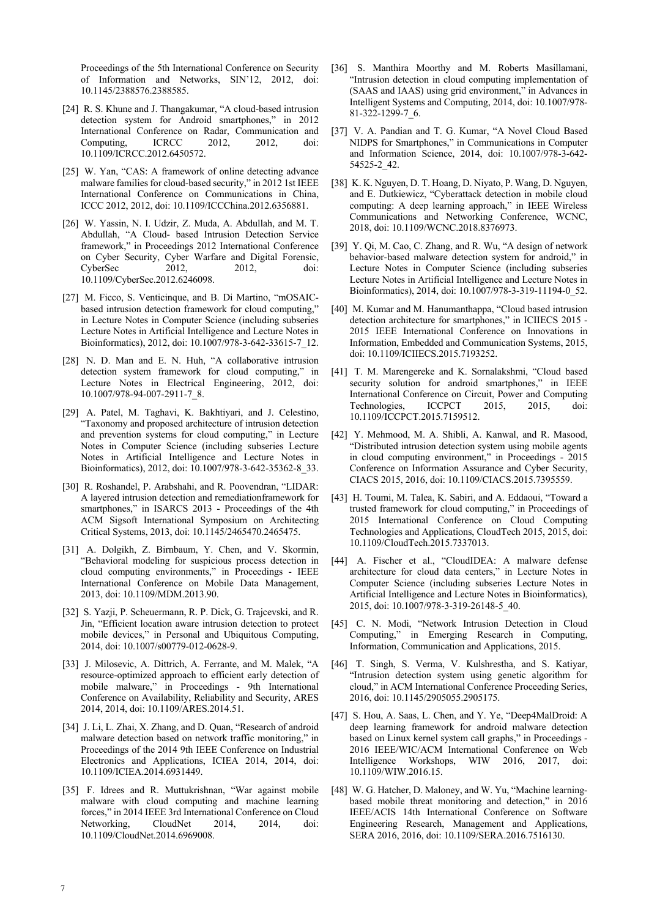Proceedings of the 5th International Conference on Security of Information and Networks, SIN'12, 2012, doi: 10.1145/2388576.2388585.

[24] R. S. Khune and J. Thangakumar, "A cloud-based intrusion detection system for Android smartphones," in 2012 International Conference on Radar, Communication and Computing, ICRCC 2012, 2012, doi: 10.1109/ICRCC.2012.6450572.

[25] W. Yan, "CAS: A framework of online detecting advance malware families for cloud-based security," in 2012 1st IEEE International Conference on Communications in China, ICCC 2012, 2012, doi: 10.1109/ICCChina.2012.6356881.

[26] W. Yassin, N. I. Udzir, Z. Muda, A. Abdullah, and M. T. Abdullah, "A Cloud- based Intrusion Detection Service framework," in Proceedings 2012 International Conference on Cyber Security, Cyber Warfare and Digital Forensic, CyberSec 2012, 2012, doi: 10.1109/CyberSec.2012.6246098.

[27] M. Ficco, S. Venticinque, and B. Di Martino, "mOSAIC-based intrusion detection framework for cloud computing," in Lecture Notes in Computer Science (including subseries Lecture Notes in Artificial Intelligence and Lecture Notes in Bioinformatics), 2012, doi: 10.1007/978-3-642-33615-7_12.

[28] N. D. Man and E. N. Huh, "A collaborative intrusion detection system framework for cloud computing," in Lecture Notes in Electrical Engineering, 2012, doi: 10.1007/978-94-007-2911-7_8.

[29] A. Patel, M. Taghavi, K. Bakhtiyari, and J. Celestino, "Taxonomy and proposed architecture of intrusion detection and prevention systems for cloud computing," in Lecture Notes in Computer Science (including subseries Lecture Notes in Artificial Intelligence and Lecture Notes in Bioinformatics), 2012, doi: 10.1007/978-3-642-35362-8_33.

[30] R. Roshandel, P. Arabshahi, and R. Poovendran, "LIDAR: A layered intrusion detection and remediationframework for smartphones," in ISARCS 2013 - Proceedings of the 4th ACM Sigsoft International Symposium on Architecting Critical Systems, 2013, doi: 10.1145/2465470.2465475.

[31] A. Dolgikh, Z. Birnbaum, Y. Chen, and V. Skormin, "Behavioral modeling for suspicious process detection in cloud computing environments," in Proceedings - IEEE International Conference on Mobile Data Management, 2013, doi: 10.1109/MDM.2013.90.

[32] S. Yazji, P. Scheuermann, R. P. Dick, G. Trajcevski, and R. Jin, "Efficient location aware intrusion detection to protect mobile devices," in Personal and Ubiquitous Computing, 2014, doi: 10.1007/s00779-012-0628-9.

[33] J. Milosevic, A. Dittrich, A. Ferrante, and M. Malek, "A resource-optimized approach to efficient early detection of mobile malware," in Proceedings - 9th International Conference on Availability, Reliability and Security, ARES 2014, 2014, doi: 10.1109/ARES.2014.51.

[34] J. Li, L. Zhai, X. Zhang, and D. Quan, "Research of android malware detection based on network traffic monitoring," in Proceedings of the 2014 9th IEEE Conference on Industrial Electronics and Applications, ICIEA 2014, 2014, doi: 10.1109/ICIEA.2014.6931449.

[35] F. Idrees and R. Muttukrishnan, "War against mobile malware with cloud computing and machine learning forces," in 2014 IEEE 3rd International Conference on Cloud Networking, CloudNet 2014, 2014, doi: 10.1109/CloudNet.2014.6969008.

[36] S. Manthira Moorthy and M. Roberts Masillamani, "Intrusion detection in cloud computing implementation of (SAAS and IAAS) using grid environment," in Advances in Intelligent Systems and Computing, 2014, doi: 10.1007/978-81-322-1299-7_6.

[37] V. A. Pandian and T. G. Kumar, "A Novel Cloud Based NIDPS for Smartphones," in Communications in Computer and Information Science, 2014, doi: 10.1007/978-3-642-54525-2_42.

[38] K. K. Nguyen, D. T. Hoang, D. Niyato, P. Wang, D. Nguyen, and E. Dutkiewicz, "Cyberattack detection in mobile cloud computing: A deep learning approach," in IEEE Wireless Communications and Networking Conference, WCNC, 2018, doi: 10.1109/WCNC.2018.8376973.

[39] Y. Qi, M. Cao, C. Zhang, and R. Wu, "A design of network behavior-based malware detection system for android," in Lecture Notes in Computer Science (including subseries Lecture Notes in Artificial Intelligence and Lecture Notes in Bioinformatics), 2014, doi: 10.1007/978-3-319-11194-0_52.

[40] M. Kumar and M. Hanumanthappa, "Cloud based intrusion detection architecture for smartphones," in ICIIECS 2015 - 2015 IEEE International Conference on Innovations in Information, Embedded and Communication Systems, 2015, doi: 10.1109/ICIIECS.2015.7193252.

[41] T. M. Marengereke and K. Sornalakshmi, "Cloud based security solution for android smartphones," in IEEE International Conference on Circuit, Power and Computing Technologies, ICCPCT 2015, 2015, doi: 10.1109/ICCPCT.2015.7159512.

[42] Y. Mehmood, M. A. Shibli, A. Kanwal, and R. Masood, "Distributed intrusion detection system using mobile agents in cloud computing environment," in Proceedings - 2015 Conference on Information Assurance and Cyber Security, CIACS 2015, 2016, doi: 10.1109/CIACS.2015.7395559.

[43] H. Toumi, M. Talea, K. Sabiri, and A. Eddaoui, "Toward a trusted framework for cloud computing," in Proceedings of 2015 International Conference on Cloud Computing Technologies and Applications, CloudTech 2015, 2015, doi: 10.1109/CloudTech.2015.7337013.

[44] A. Fischer et al., "CloudIDEA: A malware defense architecture for cloud data centers," in Lecture Notes in Computer Science (including subseries Lecture Notes in Artificial Intelligence and Lecture Notes in Bioinformatics), 2015, doi: 10.1007/978-3-319-26148-5_40.

[45] C. N. Modi, "Network Intrusion Detection in Cloud Computing," in Emerging Research in Computing, Information, Communication and Applications, 2015.

[46] T. Singh, S. Verma, V. Kulshrestha, and S. Katiyar, "Intrusion detection system using genetic algorithm for cloud," in ACM International Conference Proceeding Series, 2016, doi: 10.1145/2905055.2905175.

[47] S. Hou, A. Saas, L. Chen, and Y. Ye, "Deep4MalDroid: A deep learning framework for android malware detection based on Linux kernel system call graphs," in Proceedings - 2016 IEEE/WIC/ACM International Conference on Web Intelligence Workshops, WIW 2016, 2017, doi: 10.1109/WIW.2016.15.

[48] W. G. Hatcher, D. Maloney, and W. Yu, "Machine learning-based mobile threat monitoring and detection," in 2016 IEEE/ACIS 14th International Conference on Software Engineering Research, Management and Applications, SERA 2016, 2016, doi: 10.1109/SERA.2016.7516130.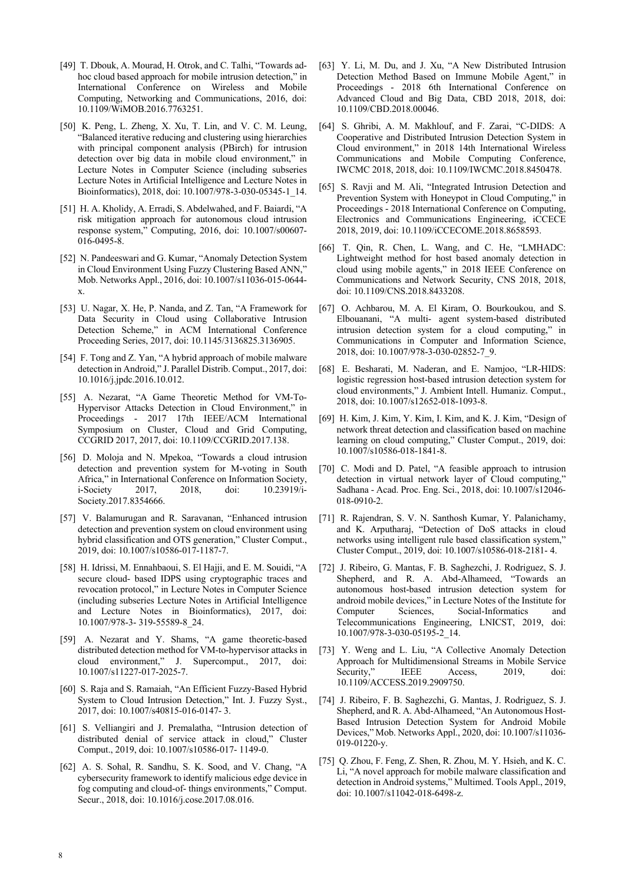[49] T. Dbouk, A. Mourad, H. Otrok, and C. Talhi, "Towards ad-hoc cloud based approach for mobile intrusion detection," in International Conference on Wireless and Mobile Computing, Networking and Communications, 2016, doi: 10.1109/WiMOB.2016.7763251.

[50] K. Peng, L. Zheng, X. Xu, T. Lin, and V. C. M. Leung, "Balanced iterative reducing and clustering using hierarchies with principal component analysis (PBirch) for intrusion detection over big data in mobile cloud environment," in Lecture Notes in Computer Science (including subseries Lecture Notes in Artificial Intelligence and Lecture Notes in Bioinformatics), 2018, doi: 10.1007/978-3-030-05345-1_14.

[51] H. A. Kholidy, A. Erradi, S. Abdelwahed, and F. Baiardi, "A risk mitigation approach for autonomous cloud intrusion response system," Computing, 2016, doi: 10.1007/s00607-016-0495-8.

[52] N. Pandeeswari and G. Kumar, "Anomaly Detection System in Cloud Environment Using Fuzzy Clustering Based ANN," Mob. Networks Appl., 2016, doi: 10.1007/s11036-015-0644-x.

[53] U. Nagar, X. He, P. Nanda, and Z. Tan, "A Framework for Data Security in Cloud using Collaborative Intrusion Detection Scheme," in ACM International Conference Proceeding Series, 2017, doi: 10.1145/3136825.3136905.

[54] F. Tong and Z. Yan, "A hybrid approach of mobile malware detection in Android," J. Parallel Distrib. Comput., 2017, doi: 10.1016/j.jpdc.2016.10.012.

[55] A. Nezarat, "A Game Theoretic Method for VM-To-Hypervisor Attacks Detection in Cloud Environment," in Proceedings - 2017 17th IEEE/ACM International Symposium on Cluster, Cloud and Grid Computing, CCGRID 2017, 2017, doi: 10.1109/CCGRID.2017.138.

[56] D. Moloja and N. Mpekoa, "Towards a cloud intrusion detection and prevention system for M-voting in South Africa," in International Conference on Information Society, i-Society 2017, 2018, doi: 10.23919/i-Society.2017.8354666.

[57] V. Balamurugan and R. Saravanan, "Enhanced intrusion detection and prevention system on cloud environment using hybrid classification and OTS generation," Cluster Comput., 2019, doi: 10.1007/s10586-017-1187-7.

[58] H. Idrissi, M. Ennahbaoui, S. El Hajji, and E. M. Souidi, "A secure cloud- based IDPS using cryptographic traces and revocation protocol," in Lecture Notes in Computer Science (including subseries Lecture Notes in Artificial Intelligence and Lecture Notes in Bioinformatics), 2017, doi: 10.1007/978-3- 319-55589-8_24.

[59] A. Nezarat and Y. Shams, "A game theoretic-based distributed detection method for VM-to-hypervisor attacks in cloud environment," J. Supercomput., 2017, doi: 10.1007/s11227-017-2025-7.

[60] S. Raja and S. Ramaiah, "An Efficient Fuzzy-Based Hybrid System to Cloud Intrusion Detection," Int. J. Fuzzy Syst., 2017, doi: 10.1007/s40815-016-0147- 3.

[61] S. Velliangiri and J. Premalatha, "Intrusion detection of distributed denial of service attack in cloud," Cluster Comput., 2019, doi: 10.1007/s10586-017- 1149-0.

[62] A. S. Sohal, R. Sandhu, S. K. Sood, and V. Chang, "A cybersecurity framework to identify malicious edge device in fog computing and cloud-of- things environments," Comput. Secur., 2018, doi: 10.1016/j.cose.2017.08.016.

[63] Y. Li, M. Du, and J. Xu, "A New Distributed Intrusion Detection Method Based on Immune Mobile Agent," in Proceedings - 2018 6th International Conference on Advanced Cloud and Big Data, CBD 2018, 2018, doi: 10.1109/CBD.2018.00046.

[64] S. Ghribi, A. M. Makhlouf, and F. Zarai, "C-DIDS: A Cooperative and Distributed Intrusion Detection System in Cloud environment," in 2018 14th International Wireless Communications and Mobile Computing Conference, IWCMC 2018, 2018, doi: 10.1109/IWCMC.2018.8450478.

[65] S. Ravji and M. Ali, "Integrated Intrusion Detection and Prevention System with Honeypot in Cloud Computing," in Proceedings - 2018 International Conference on Computing, Electronics and Communications Engineering, iCCECE 2018, 2019, doi: 10.1109/iCCECOME.2018.8658593.

[66] T. Qin, R. Chen, L. Wang, and C. He, "LMHADC: Lightweight method for host based anomaly detection in cloud using mobile agents," in 2018 IEEE Conference on Communications and Network Security, CNS 2018, 2018, doi: 10.1109/CNS.2018.8433208.

[67] O. Achbarou, M. A. El Kiram, O. Bourkoukou, and S. Elbouanani, "A multi- agent system-based distributed intrusion detection system for a cloud computing," in Communications in Computer and Information Science, 2018, doi: 10.1007/978-3-030-02852-7_9.

[68] E. Besharati, M. Naderan, and E. Namjoo, "LR-HIDS: logistic regression host-based intrusion detection system for cloud environments," J. Ambient Intell. Humaniz. Comput., 2018, doi: 10.1007/s12652-018-1093-8.

[69] H. Kim, J. Kim, Y. Kim, I. Kim, and K. J. Kim, "Design of network threat detection and classification based on machine learning on cloud computing," Cluster Comput., 2019, doi: 10.1007/s10586-018-1841-8.

[70] C. Modi and D. Patel, "A feasible approach to intrusion detection in virtual network layer of Cloud computing," Sadhana - Acad. Proc. Eng. Sci., 2018, doi: 10.1007/s12046-018-0910-2.

[71] R. Rajendran, S. V. N. Santhosh Kumar, Y. Palanichamy, and K. Arputharaj, "Detection of DoS attacks in cloud networks using intelligent rule based classification system," Cluster Comput., 2019, doi: 10.1007/s10586-018-2181- 4.

[72] J. Ribeiro, G. Mantas, F. B. Saghezchi, J. Rodriguez, S. J. Shepherd, and R. A. Abd-Alhameed, "Towards an autonomous host-based intrusion detection system for android mobile devices," in Lecture Notes of the Institute for Computer Sciences, Social-Informatics and Telecommunications Engineering, LNICST, 2019, doi: 10.1007/978-3-030-05195-2_14.

[73] Y. Weng and L. Liu, "A Collective Anomaly Detection Approach for Multidimensional Streams in Mobile Service Security," IEEE Access, 2019, doi: 10.1109/ACCESS.2019.2909750.

[74] J. Ribeiro, F. B. Saghezchi, G. Mantas, J. Rodriguez, S. J. Shepherd, and R. A. Abd-Alhameed, "An Autonomous Host-Based Intrusion Detection System for Android Mobile Devices," Mob. Networks Appl., 2020, doi: 10.1007/s11036-019-01220-y.

[75] Q. Zhou, F. Feng, Z. Shen, R. Zhou, M. Y. Hsieh, and K. C. Li, "A novel approach for mobile malware classification and detection in Android systems," Multimed. Tools Appl., 2019, doi: 10.1007/s11042-018-6498-z.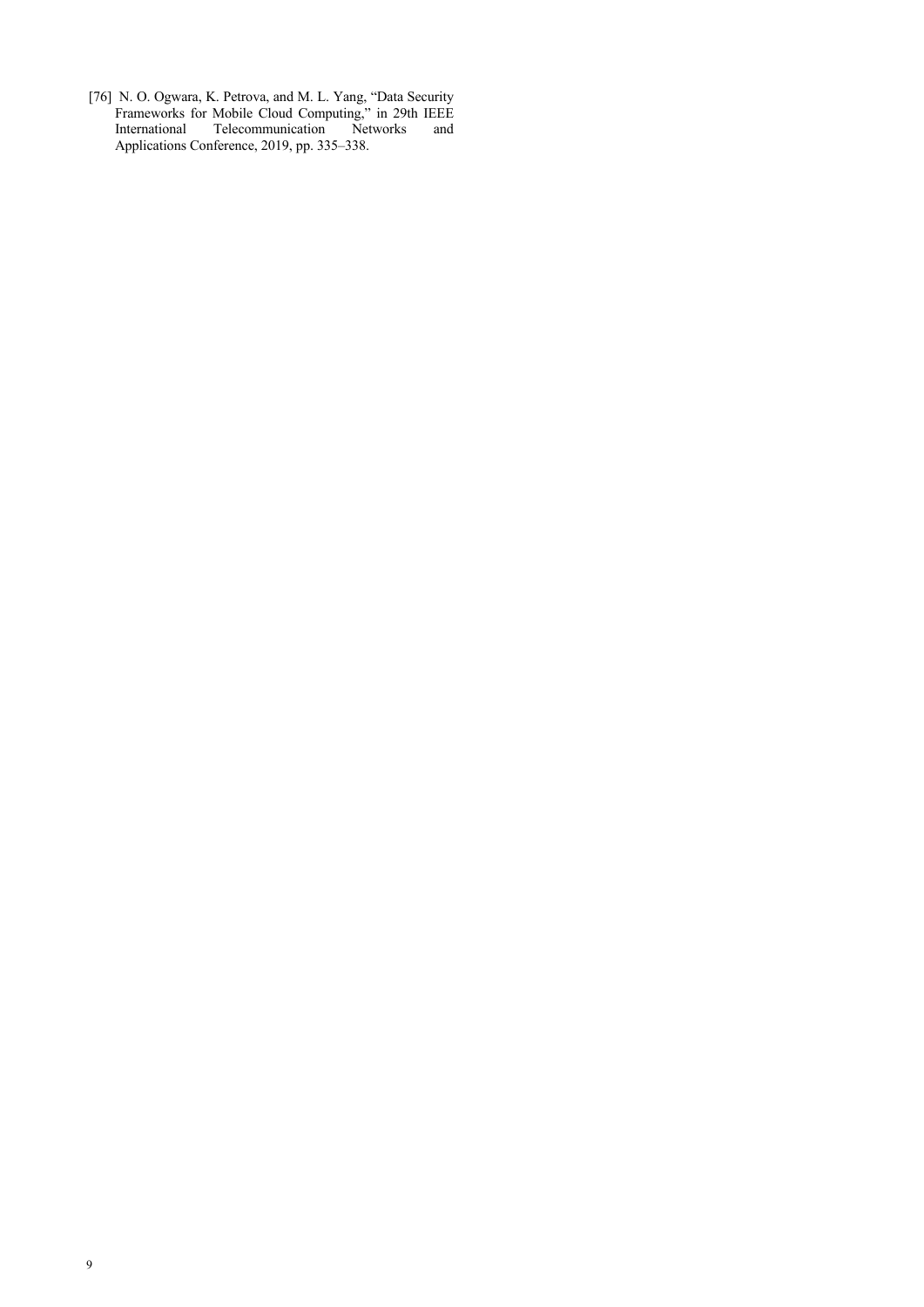[76] N. O. Ogwara, K. Petrova, and M. L. Yang, "Data Security Frameworks for Mobile Cloud Computing," in 29th IEEE International Telecommunication Networks and Applications Conference, 2019, pp. 335–338.